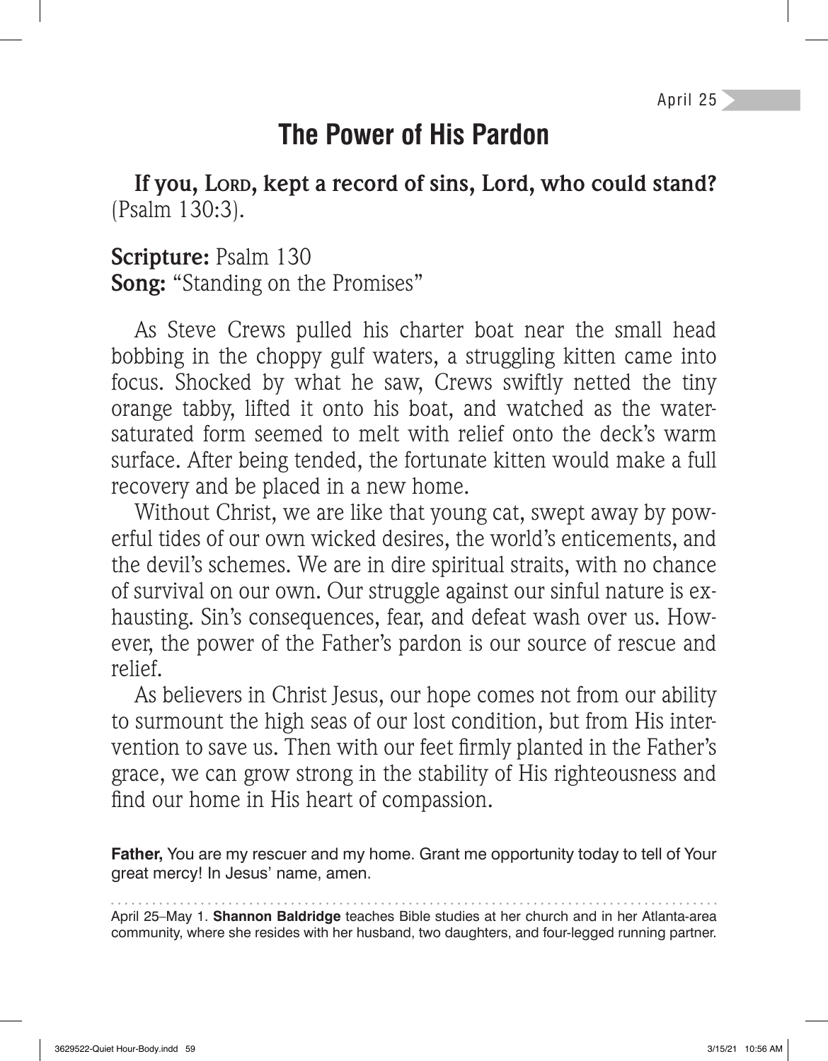April 25

# The Power of His Pardon

**If you, Lord, kept a record of sins, Lord, who could stand?** (Psalm 130:3).

**Scripture:** Psalm 130
**Song:** "Standing on the Promises"

As Steve Crews pulled his charter boat near the small head bobbing in the choppy gulf waters, a struggling kitten came into focus. Shocked by what he saw, Crews swiftly netted the tiny orange tabby, lifted it onto his boat, and watched as the water-saturated form seemed to melt with relief onto the deck's warm surface. After being tended, the fortunate kitten would make a full recovery and be placed in a new home.

Without Christ, we are like that young cat, swept away by powerful tides of our own wicked desires, the world's enticements, and the devil's schemes. We are in dire spiritual straits, with no chance of survival on our own. Our struggle against our sinful nature is exhausting. Sin's consequences, fear, and defeat wash over us. However, the power of the Father's pardon is our source of rescue and relief.

As believers in Christ Jesus, our hope comes not from our ability to surmount the high seas of our lost condition, but from His intervention to save us. Then with our feet firmly planted in the Father's grace, we can grow strong in the stability of His righteousness and find our home in His heart of compassion.

**Father,** You are my rescuer and my home. Grant me opportunity today to tell of Your great mercy! In Jesus' name, amen.

April 25–May 1. **Shannon Baldridge** teaches Bible studies at her church and in her Atlanta-area community, where she resides with her husband, two daughters, and four-legged running partner.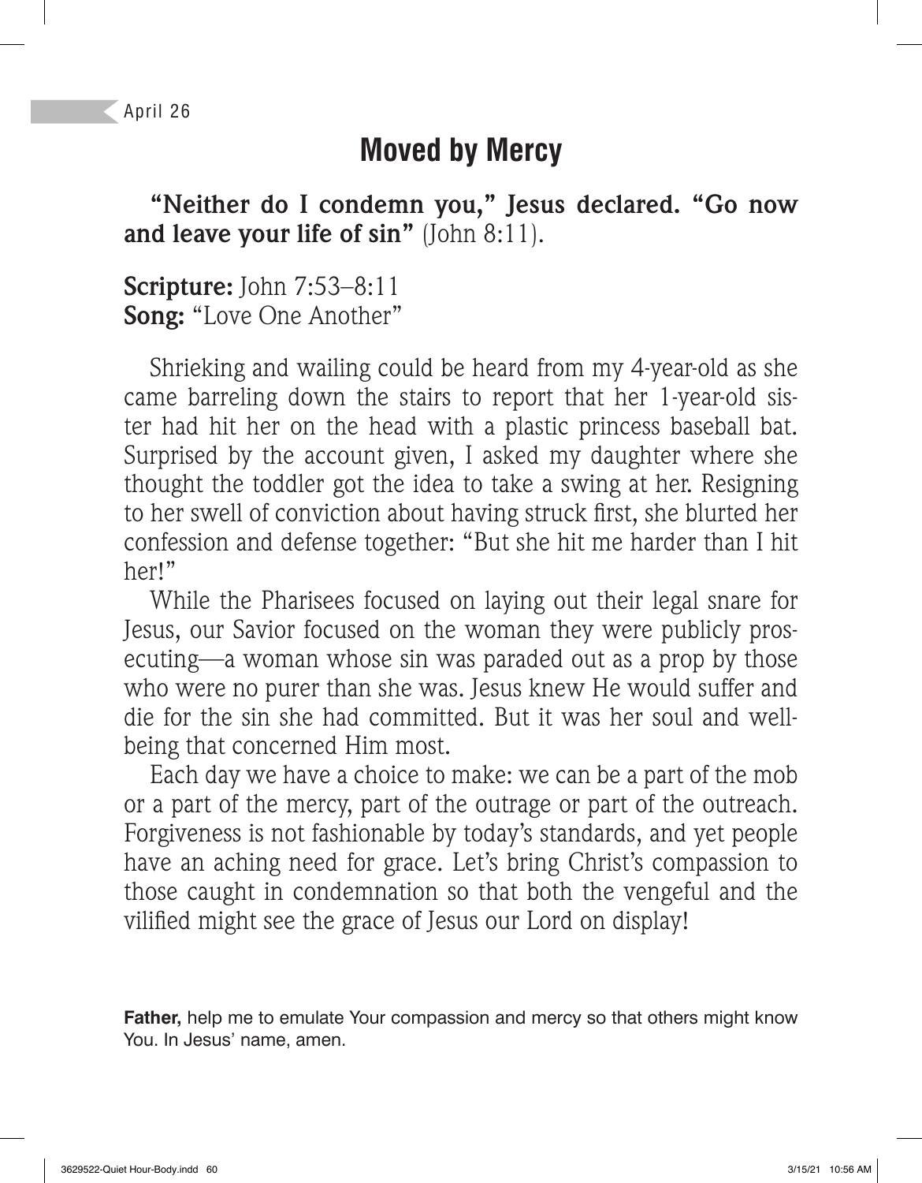April 26

# Moved by Mercy

**"Neither do I condemn you," Jesus declared. "Go now and leave your life of sin"** (John 8:11).

**Scripture:** John 7:53–8:11
**Song:** "Love One Another"

Shrieking and wailing could be heard from my 4-year-old as she came barreling down the stairs to report that her 1-year-old sister had hit her on the head with a plastic princess baseball bat. Surprised by the account given, I asked my daughter where she thought the toddler got the idea to take a swing at her. Resigning to her swell of conviction about having struck first, she blurted her confession and defense together: "But she hit me harder than I hit her!"

While the Pharisees focused on laying out their legal snare for Jesus, our Savior focused on the woman they were publicly prosecuting—a woman whose sin was paraded out as a prop by those who were no purer than she was. Jesus knew He would suffer and die for the sin she had committed. But it was her soul and well-being that concerned Him most.

Each day we have a choice to make: we can be a part of the mob or a part of the mercy, part of the outrage or part of the outreach. Forgiveness is not fashionable by today's standards, and yet people have an aching need for grace. Let's bring Christ's compassion to those caught in condemnation so that both the vengeful and the vilified might see the grace of Jesus our Lord on display!

**Father,** help me to emulate Your compassion and mercy so that others might know You. In Jesus' name, amen.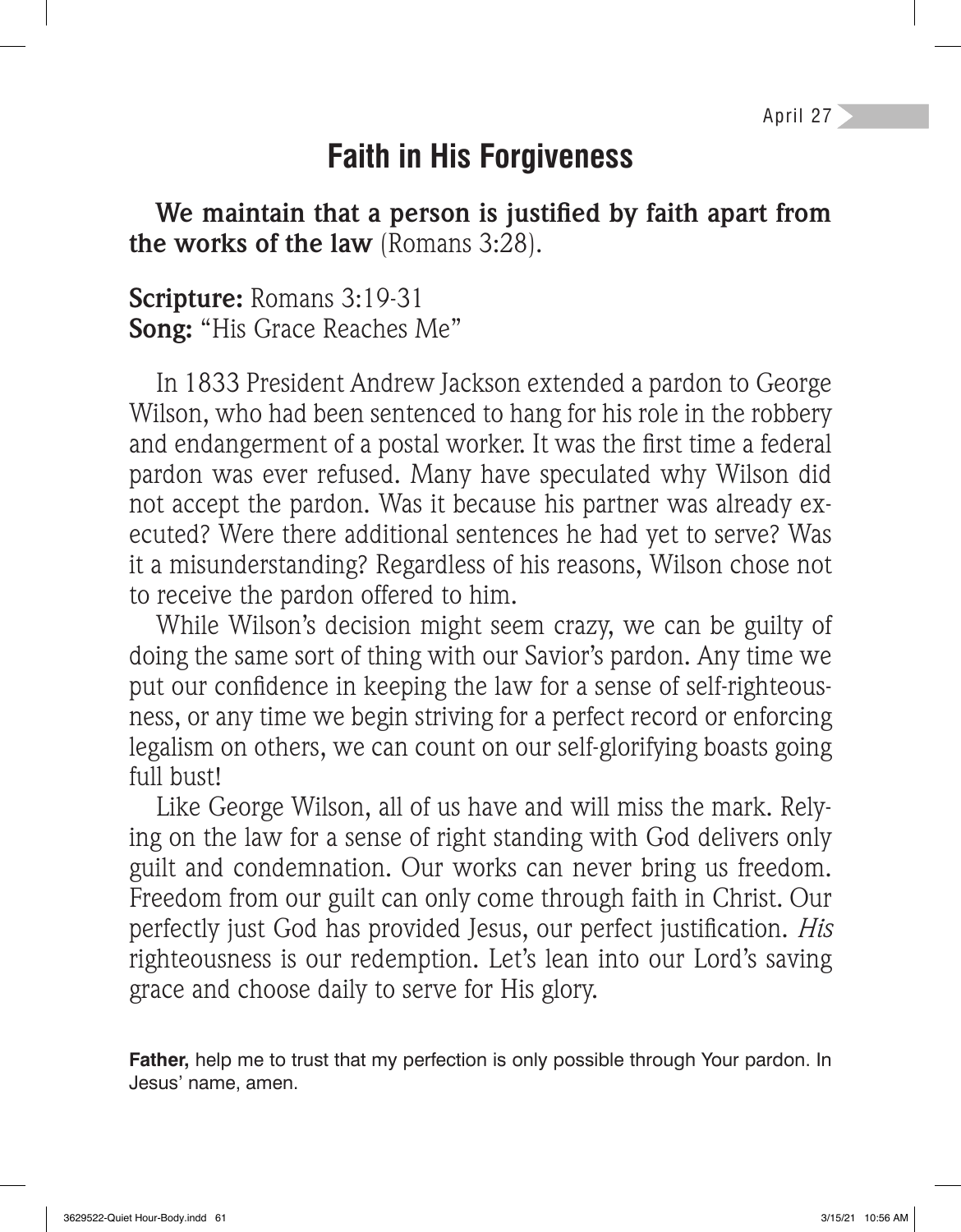April 27

# Faith in His Forgiveness

**We maintain that a person is justified by faith apart from the works of the law** (Romans 3:28).

**Scripture:** Romans 3:19-31
**Song:** "His Grace Reaches Me"

In 1833 President Andrew Jackson extended a pardon to George Wilson, who had been sentenced to hang for his role in the robbery and endangerment of a postal worker. It was the first time a federal pardon was ever refused. Many have speculated why Wilson did not accept the pardon. Was it because his partner was already executed? Were there additional sentences he had yet to serve? Was it a misunderstanding? Regardless of his reasons, Wilson chose not to receive the pardon offered to him.

While Wilson's decision might seem crazy, we can be guilty of doing the same sort of thing with our Savior's pardon. Any time we put our confidence in keeping the law for a sense of self-righteousness, or any time we begin striving for a perfect record or enforcing legalism on others, we can count on our self-glorifying boasts going full bust!

Like George Wilson, all of us have and will miss the mark. Relying on the law for a sense of right standing with God delivers only guilt and condemnation. Our works can never bring us freedom. Freedom from our guilt can only come through faith in Christ. Our perfectly just God has provided Jesus, our perfect justification. *His* righteousness is our redemption. Let's lean into our Lord's saving grace and choose daily to serve for His glory.

**Father,** help me to trust that my perfection is only possible through Your pardon. In Jesus' name, amen.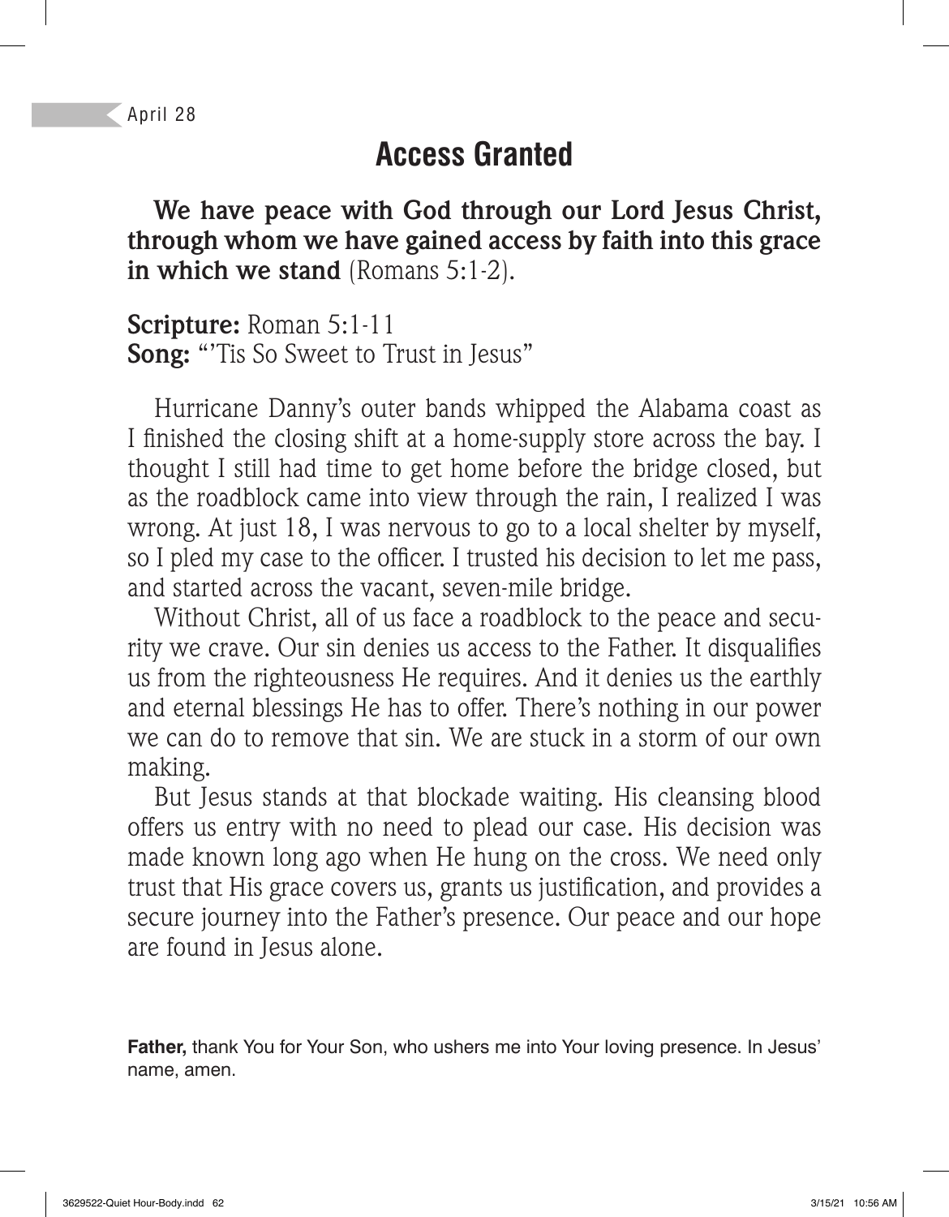April 28

# Access Granted

**We have peace with God through our Lord Jesus Christ, through whom we have gained access by faith into this grace in which we stand** (Romans 5:1-2).

**Scripture:** Roman 5:1-11
**Song:** "'Tis So Sweet to Trust in Jesus"

Hurricane Danny's outer bands whipped the Alabama coast as I finished the closing shift at a home-supply store across the bay. I thought I still had time to get home before the bridge closed, but as the roadblock came into view through the rain, I realized I was wrong. At just 18, I was nervous to go to a local shelter by myself, so I pled my case to the officer. I trusted his decision to let me pass, and started across the vacant, seven-mile bridge.

Without Christ, all of us face a roadblock to the peace and security we crave. Our sin denies us access to the Father. It disqualifies us from the righteousness He requires. And it denies us the earthly and eternal blessings He has to offer. There's nothing in our power we can do to remove that sin. We are stuck in a storm of our own making.

But Jesus stands at that blockade waiting. His cleansing blood offers us entry with no need to plead our case. His decision was made known long ago when He hung on the cross. We need only trust that His grace covers us, grants us justification, and provides a secure journey into the Father's presence. Our peace and our hope are found in Jesus alone.

**Father,** thank You for Your Son, who ushers me into Your loving presence. In Jesus' name, amen.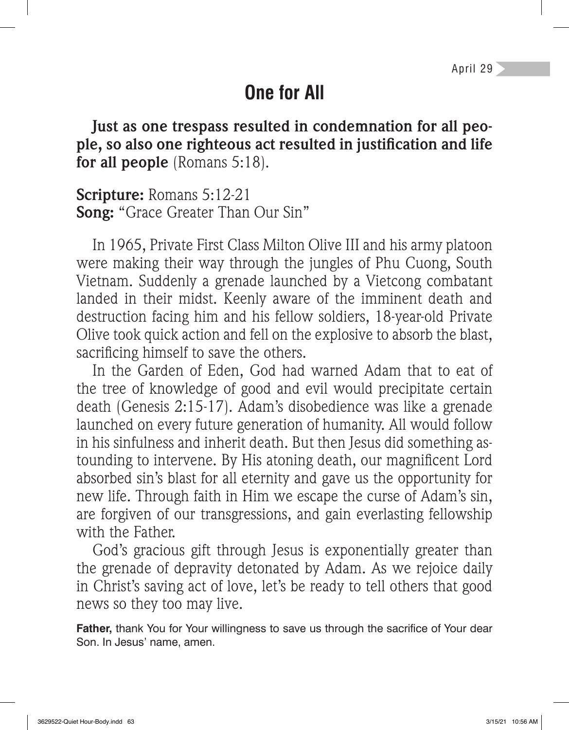April 29

# One for All

**Just as one trespass resulted in condemnation for all people, so also one righteous act resulted in justification and life for all people** (Romans 5:18).

**Scripture:** Romans 5:12-21
**Song:** "Grace Greater Than Our Sin"

In 1965, Private First Class Milton Olive III and his army platoon were making their way through the jungles of Phu Cuong, South Vietnam. Suddenly a grenade launched by a Vietcong combatant landed in their midst. Keenly aware of the imminent death and destruction facing him and his fellow soldiers, 18-year-old Private Olive took quick action and fell on the explosive to absorb the blast, sacrificing himself to save the others.

In the Garden of Eden, God had warned Adam that to eat of the tree of knowledge of good and evil would precipitate certain death (Genesis 2:15-17). Adam's disobedience was like a grenade launched on every future generation of humanity. All would follow in his sinfulness and inherit death. But then Jesus did something astounding to intervene. By His atoning death, our magnificent Lord absorbed sin's blast for all eternity and gave us the opportunity for new life. Through faith in Him we escape the curse of Adam's sin, are forgiven of our transgressions, and gain everlasting fellowship with the Father.

God's gracious gift through Jesus is exponentially greater than the grenade of depravity detonated by Adam. As we rejoice daily in Christ's saving act of love, let's be ready to tell others that good news so they too may live.

**Father,** thank You for Your willingness to save us through the sacrifice of Your dear Son. In Jesus' name, amen.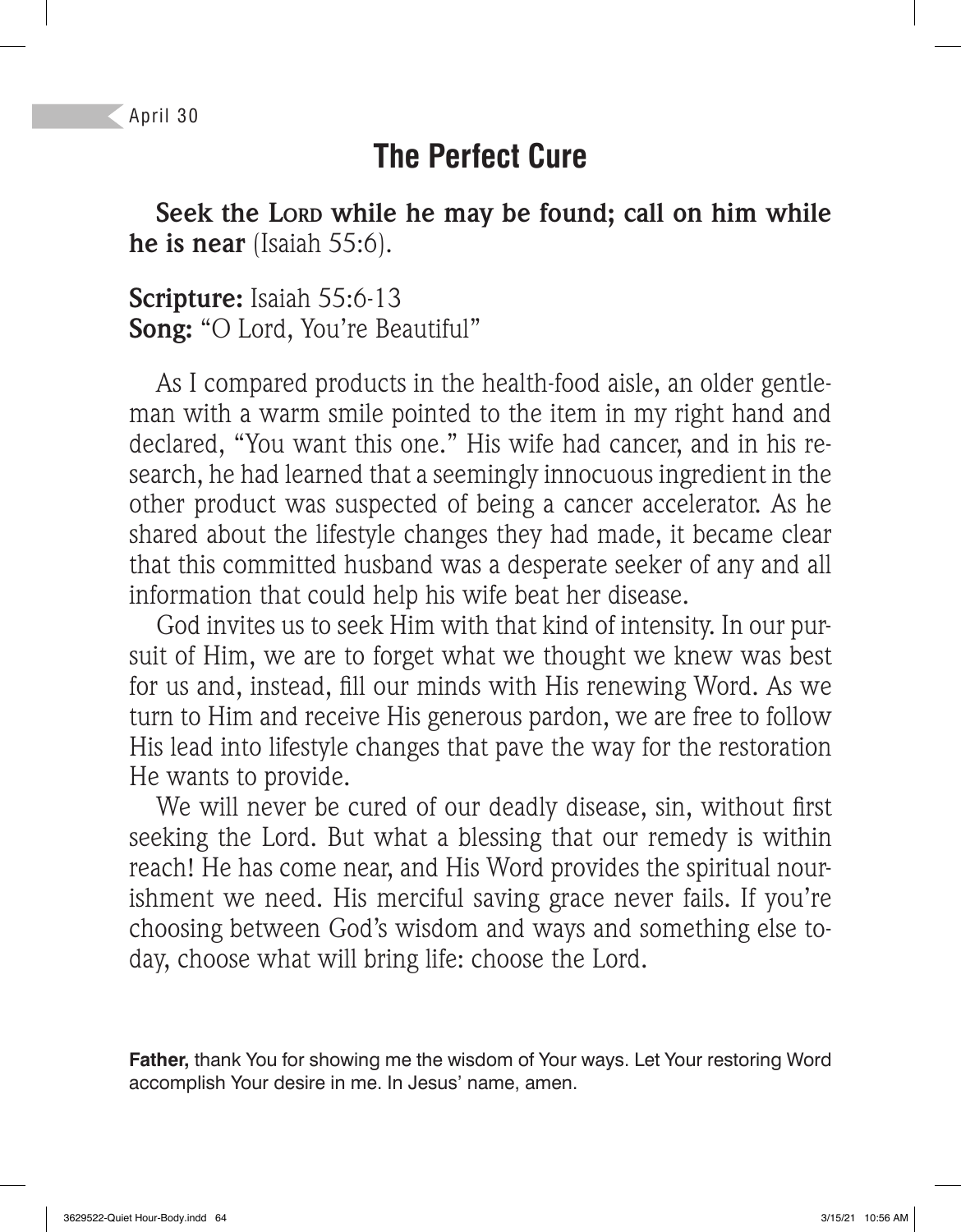April 30

## The Perfect Cure

**Seek the Lord while he may be found; call on him while he is near** (Isaiah 55:6).

**Scripture:** Isaiah 55:6-13
**Song:** "O Lord, You're Beautiful"

As I compared products in the health-food aisle, an older gentleman with a warm smile pointed to the item in my right hand and declared, "You want this one." His wife had cancer, and in his research, he had learned that a seemingly innocuous ingredient in the other product was suspected of being a cancer accelerator. As he shared about the lifestyle changes they had made, it became clear that this committed husband was a desperate seeker of any and all information that could help his wife beat her disease.

God invites us to seek Him with that kind of intensity. In our pursuit of Him, we are to forget what we thought we knew was best for us and, instead, fill our minds with His renewing Word. As we turn to Him and receive His generous pardon, we are free to follow His lead into lifestyle changes that pave the way for the restoration He wants to provide.

We will never be cured of our deadly disease, sin, without first seeking the Lord. But what a blessing that our remedy is within reach! He has come near, and His Word provides the spiritual nourishment we need. His merciful saving grace never fails. If you're choosing between God's wisdom and ways and something else today, choose what will bring life: choose the Lord.

**Father,** thank You for showing me the wisdom of Your ways. Let Your restoring Word accomplish Your desire in me. In Jesus' name, amen.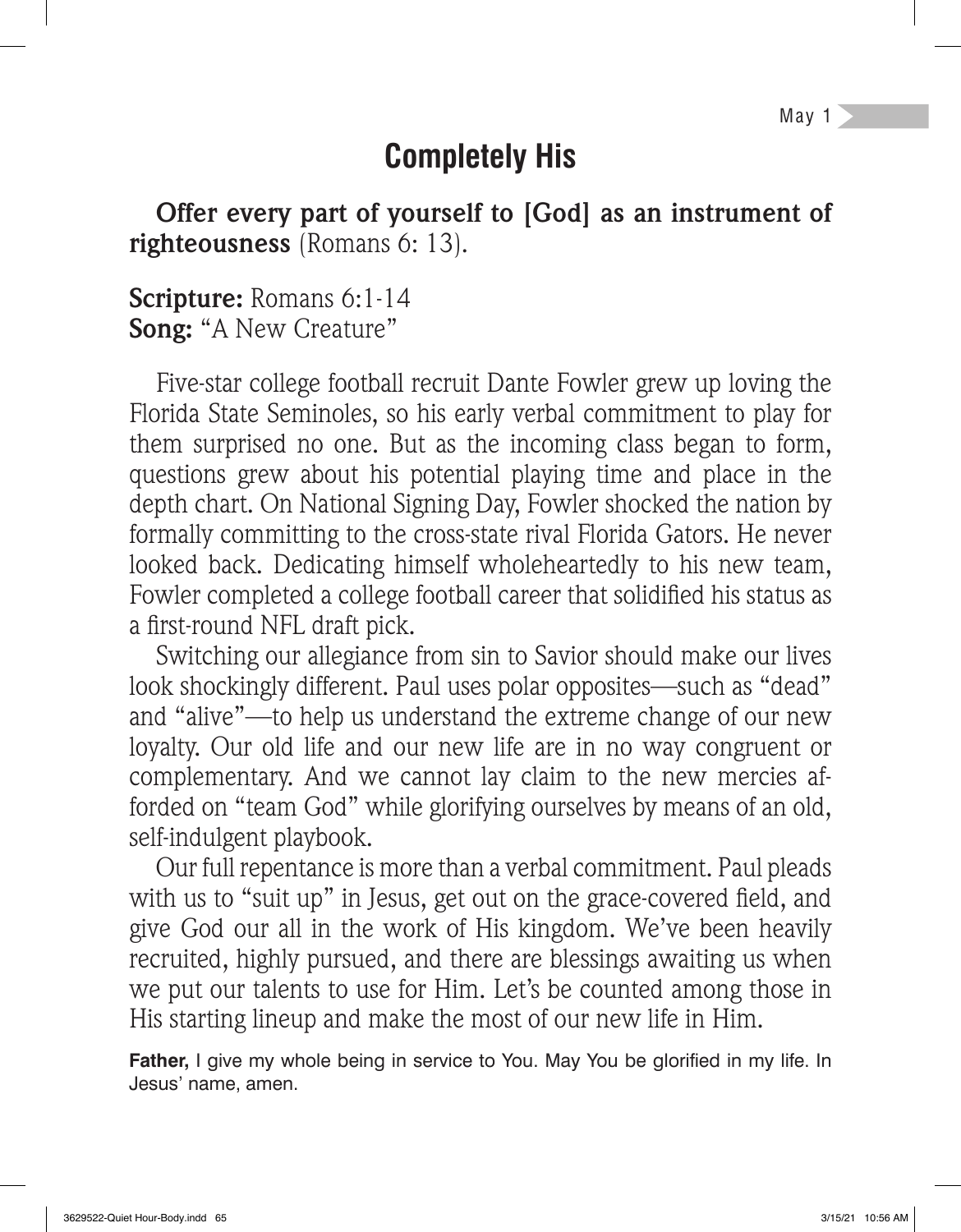May 1

# Completely His

**Offer every part of yourself to [God] as an instrument of righteousness** (Romans 6: 13).

**Scripture:** Romans 6:1-14
**Song:** "A New Creature"

Five-star college football recruit Dante Fowler grew up loving the Florida State Seminoles, so his early verbal commitment to play for them surprised no one. But as the incoming class began to form, questions grew about his potential playing time and place in the depth chart. On National Signing Day, Fowler shocked the nation by formally committing to the cross-state rival Florida Gators. He never looked back. Dedicating himself wholeheartedly to his new team, Fowler completed a college football career that solidified his status as a first-round NFL draft pick.

Switching our allegiance from sin to Savior should make our lives look shockingly different. Paul uses polar opposites—such as "dead" and "alive"—to help us understand the extreme change of our new loyalty. Our old life and our new life are in no way congruent or complementary. And we cannot lay claim to the new mercies afforded on "team God" while glorifying ourselves by means of an old, self-indulgent playbook.

Our full repentance is more than a verbal commitment. Paul pleads with us to "suit up" in Jesus, get out on the grace-covered field, and give God our all in the work of His kingdom. We've been heavily recruited, highly pursued, and there are blessings awaiting us when we put our talents to use for Him. Let's be counted among those in His starting lineup and make the most of our new life in Him.

**Father,** I give my whole being in service to You. May You be glorified in my life. In Jesus' name, amen.